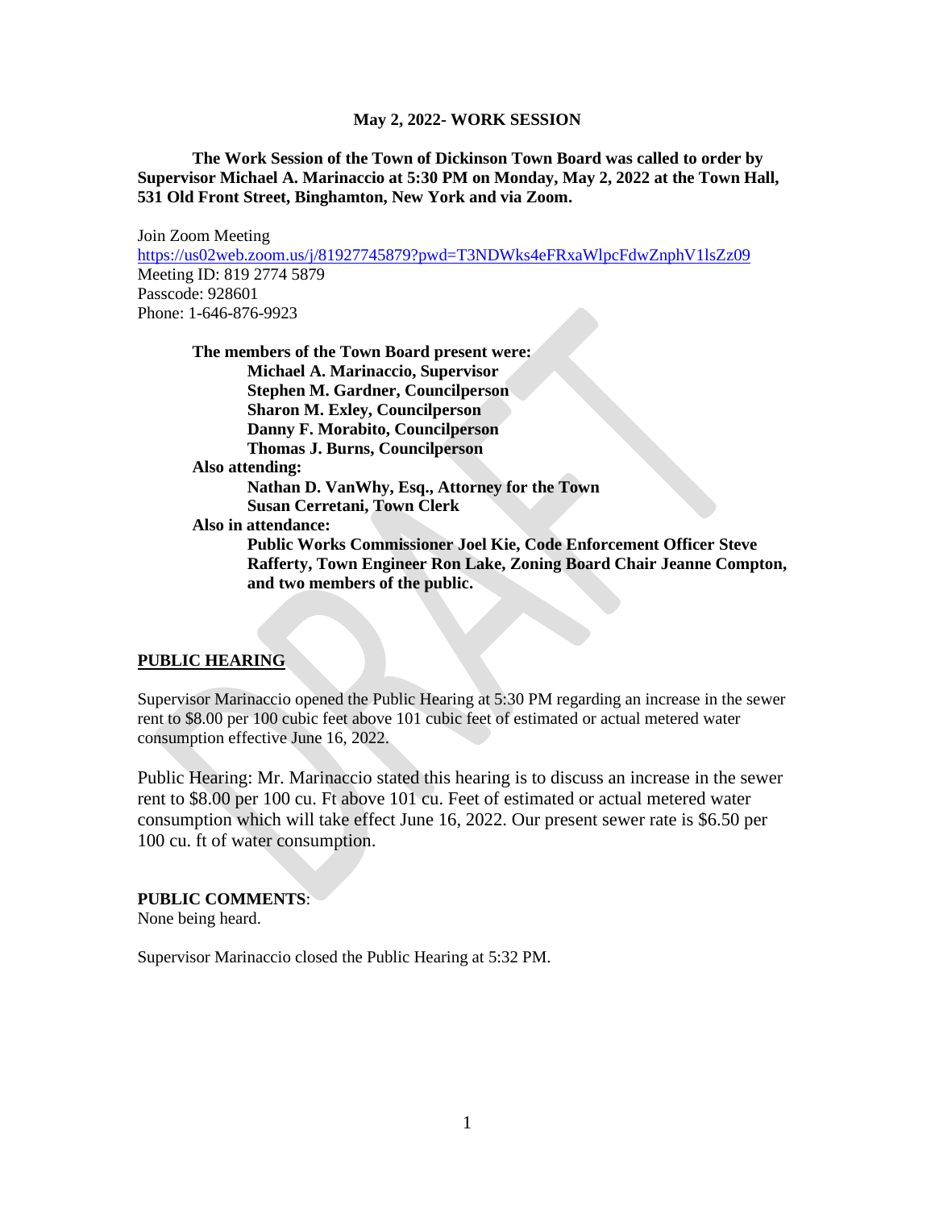**May 2, 2022- WORK SESSION**

**The Work Session of the Town of Dickinson Town Board was called to order by Supervisor Michael A. Marinaccio at 5:30 PM on Monday, May 2, 2022 at the Town Hall, 531 Old Front Street, Binghamton, New York and via Zoom.**

Join Zoom Meeting
https://us02web.zoom.us/j/81927745879?pwd=T3NDWks4eFRxaWlpcFdwZnphV1lsZz09
Meeting ID: 819 2774 5879
Passcode: 928601
Phone: 1-646-876-9923

**The members of the Town Board present were:**
**Michael A. Marinaccio, Supervisor**
**Stephen M. Gardner, Councilperson**
**Sharon M. Exley, Councilperson**
**Danny F. Morabito, Councilperson**
**Thomas J. Burns, Councilperson**

**Also attending:**
**Nathan D. VanWhy, Esq., Attorney for the Town**
**Susan Cerretani, Town Clerk**

**Also in attendance:**
**Public Works Commissioner Joel Kie, Code Enforcement Officer Steve Rafferty, Town Engineer Ron Lake, Zoning Board Chair Jeanne Compton, and two members of the public.**

**PUBLIC HEARING**

Supervisor Marinaccio opened the Public Hearing at 5:30 PM regarding an increase in the sewer rent to $8.00 per 100 cubic feet above 101 cubic feet of estimated or actual metered water consumption effective June 16, 2022.

Public Hearing: Mr. Marinaccio stated this hearing is to discuss an increase in the sewer rent to $8.00 per 100 cu. Ft above 101 cu. Feet of estimated or actual metered water consumption which will take effect June 16, 2022. Our present sewer rate is $6.50 per 100 cu. ft of water consumption.

**PUBLIC COMMENTS**:
None being heard.

Supervisor Marinaccio closed the Public Hearing at 5:32 PM.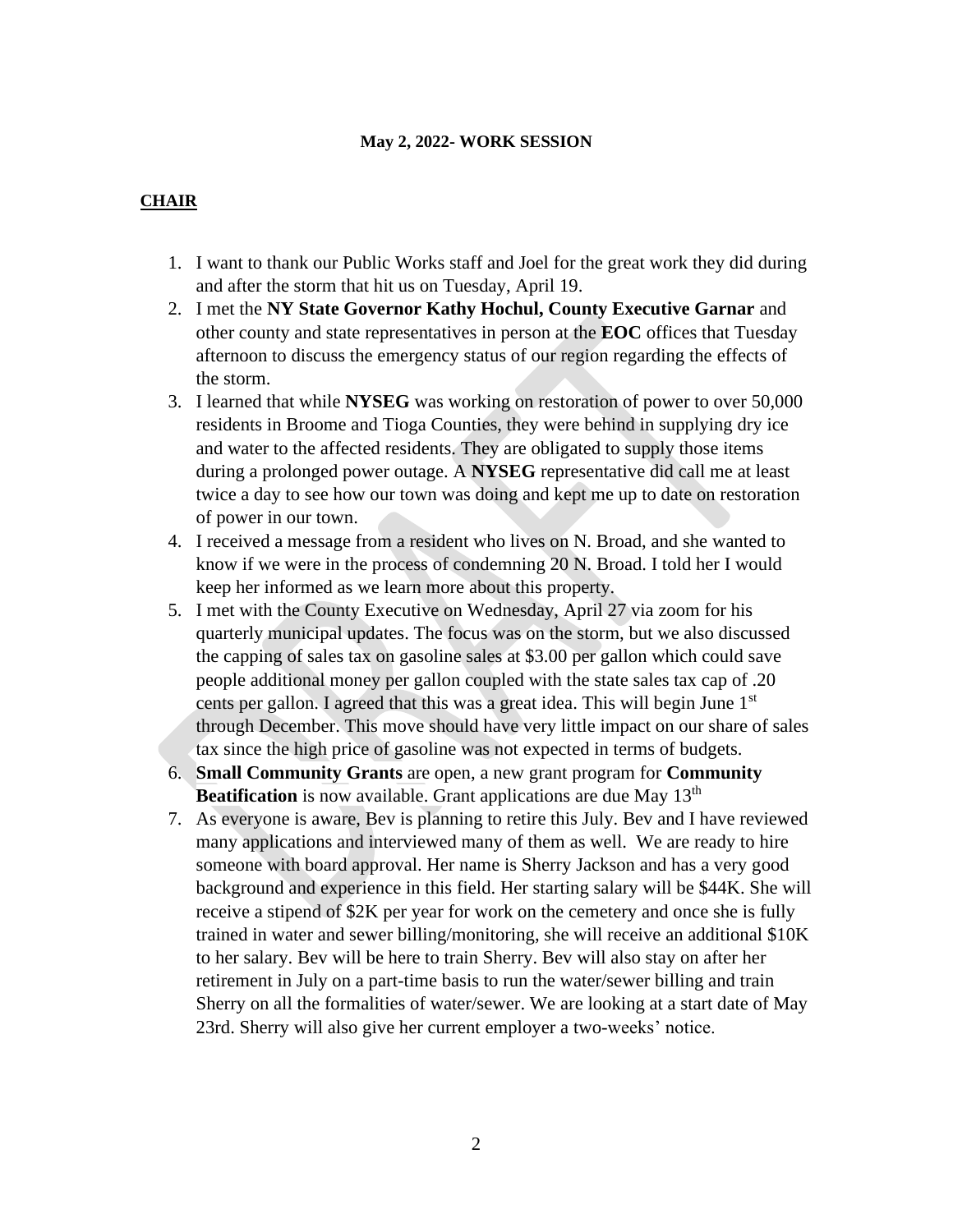**May 2, 2022- WORK SESSION**

**CHAIR**

1. I want to thank our Public Works staff and Joel for the great work they did during and after the storm that hit us on Tuesday, April 19.
2. I met the **NY State Governor Kathy Hochul, County Executive Garnar** and other county and state representatives in person at the **EOC** offices that Tuesday afternoon to discuss the emergency status of our region regarding the effects of the storm.
3. I learned that while **NYSEG** was working on restoration of power to over 50,000 residents in Broome and Tioga Counties, they were behind in supplying dry ice and water to the affected residents. They are obligated to supply those items during a prolonged power outage. A **NYSEG** representative did call me at least twice a day to see how our town was doing and kept me up to date on restoration of power in our town.
4. I received a message from a resident who lives on N. Broad, and she wanted to know if we were in the process of condemning 20 N. Broad. I told her I would keep her informed as we learn more about this property.
5. I met with the County Executive on Wednesday, April 27 via zoom for his quarterly municipal updates. The focus was on the storm, but we also discussed the capping of sales tax on gasoline sales at $3.00 per gallon which could save people additional money per gallon coupled with the state sales tax cap of .20 cents per gallon. I agreed that this was a great idea. This will begin June 1st through December. This move should have very little impact on our share of sales tax since the high price of gasoline was not expected in terms of budgets.
6. **Small Community Grants** are open, a new grant program for **Community Beatification** is now available. Grant applications are due May 13th
7. As everyone is aware, Bev is planning to retire this July. Bev and I have reviewed many applications and interviewed many of them as well. We are ready to hire someone with board approval. Her name is Sherry Jackson and has a very good background and experience in this field. Her starting salary will be $44K. She will receive a stipend of $2K per year for work on the cemetery and once she is fully trained in water and sewer billing/monitoring, she will receive an additional $10K to her salary. Bev will be here to train Sherry. Bev will also stay on after her retirement in July on a part-time basis to run the water/sewer billing and train Sherry on all the formalities of water/sewer. We are looking at a start date of May 23rd. Sherry will also give her current employer a two-weeks' notice.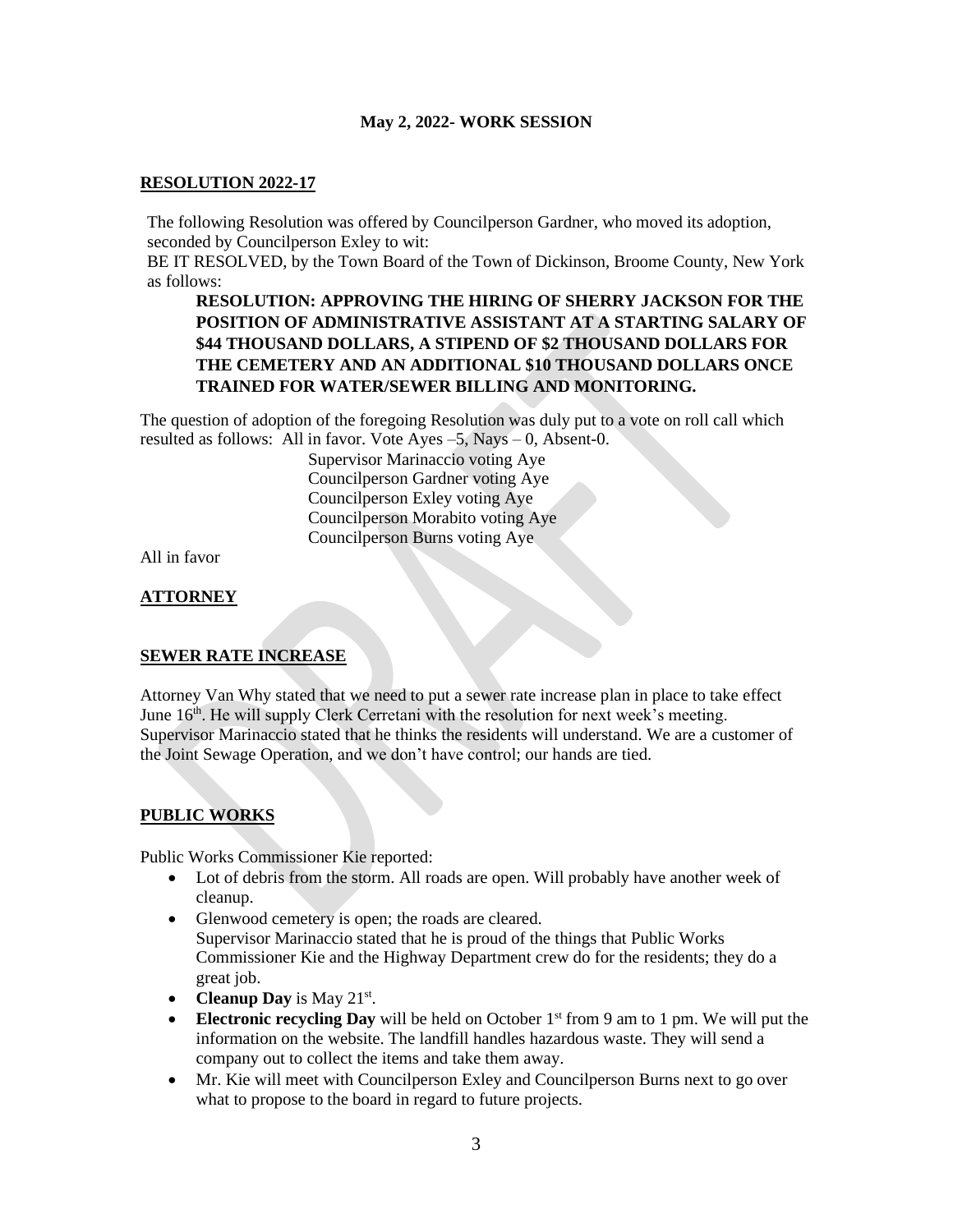**May 2, 2022- WORK SESSION**

**RESOLUTION 2022-17**

The following Resolution was offered by Councilperson Gardner, who moved its adoption, seconded by Councilperson Exley to wit:
BE IT RESOLVED, by the Town Board of the Town of Dickinson, Broome County, New York as follows:

**RESOLUTION: APPROVING THE HIRING OF SHERRY JACKSON FOR THE POSITION OF ADMINISTRATIVE ASSISTANT AT A STARTING SALARY OF $44 THOUSAND DOLLARS, A STIPEND OF $2 THOUSAND DOLLARS FOR THE CEMETERY AND AN ADDITIONAL $10 THOUSAND DOLLARS ONCE TRAINED FOR WATER/SEWER BILLING AND MONITORING.**

The question of adoption of the foregoing Resolution was duly put to a vote on roll call which resulted as follows: All in favor. Vote Ayes –5, Nays – 0, Absent-0.

Supervisor Marinaccio voting Aye
Councilperson Gardner voting Aye
Councilperson Exley voting Aye
Councilperson Morabito voting Aye
Councilperson Burns voting Aye

All in favor

**ATTORNEY**

**SEWER RATE INCREASE**

Attorney Van Why stated that we need to put a sewer rate increase plan in place to take effect June 16th. He will supply Clerk Cerretani with the resolution for next week's meeting. Supervisor Marinaccio stated that he thinks the residents will understand. We are a customer of the Joint Sewage Operation, and we don't have control; our hands are tied.

**PUBLIC WORKS**

Public Works Commissioner Kie reported:

- Lot of debris from the storm. All roads are open. Will probably have another week of cleanup.
- Glenwood cemetery is open; the roads are cleared.
  Supervisor Marinaccio stated that he is proud of the things that Public Works Commissioner Kie and the Highway Department crew do for the residents; they do a great job.
- **Cleanup Day** is May 21st.
- **Electronic recycling Day** will be held on October 1st from 9 am to 1 pm. We will put the information on the website. The landfill handles hazardous waste. They will send a company out to collect the items and take them away.
- Mr. Kie will meet with Councilperson Exley and Councilperson Burns next to go over what to propose to the board in regard to future projects.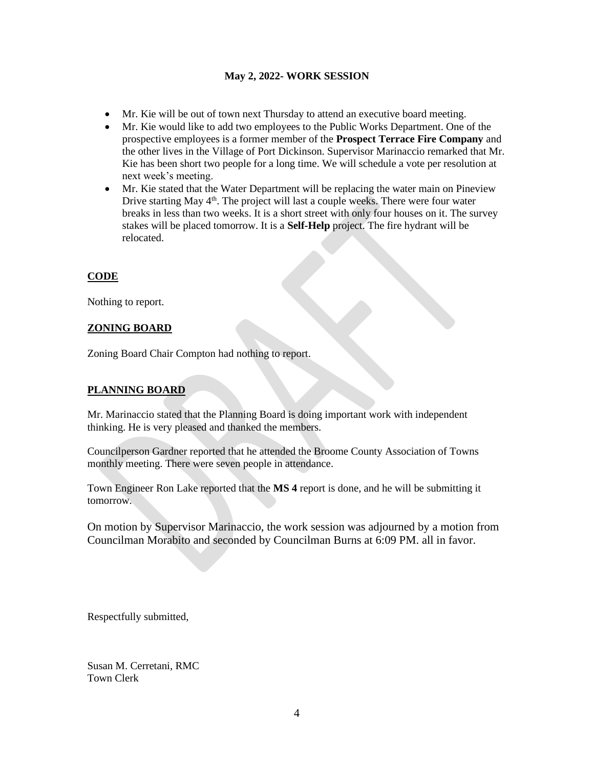**May 2, 2022- WORK SESSION**

- Mr. Kie will be out of town next Thursday to attend an executive board meeting.
- Mr. Kie would like to add two employees to the Public Works Department. One of the prospective employees is a former member of the **Prospect Terrace Fire Company** and the other lives in the Village of Port Dickinson. Supervisor Marinaccio remarked that Mr. Kie has been short two people for a long time. We will schedule a vote per resolution at next week's meeting.
- Mr. Kie stated that the Water Department will be replacing the water main on Pineview Drive starting May 4th. The project will last a couple weeks. There were four water breaks in less than two weeks. It is a short street with only four houses on it. The survey stakes will be placed tomorrow. It is a **Self-Help** project. The fire hydrant will be relocated.

## CODE

Nothing to report.

## ZONING BOARD

Zoning Board Chair Compton had nothing to report.

## PLANNING BOARD

Mr. Marinaccio stated that the Planning Board is doing important work with independent thinking. He is very pleased and thanked the members.

Councilperson Gardner reported that he attended the Broome County Association of Towns monthly meeting. There were seven people in attendance.

Town Engineer Ron Lake reported that the **MS 4** report is done, and he will be submitting it tomorrow.

On motion by Supervisor Marinaccio, the work session was adjourned by a motion from Councilman Morabito and seconded by Councilman Burns at 6:09 PM. all in favor.

Respectfully submitted,

Susan M. Cerretani, RMC
Town Clerk